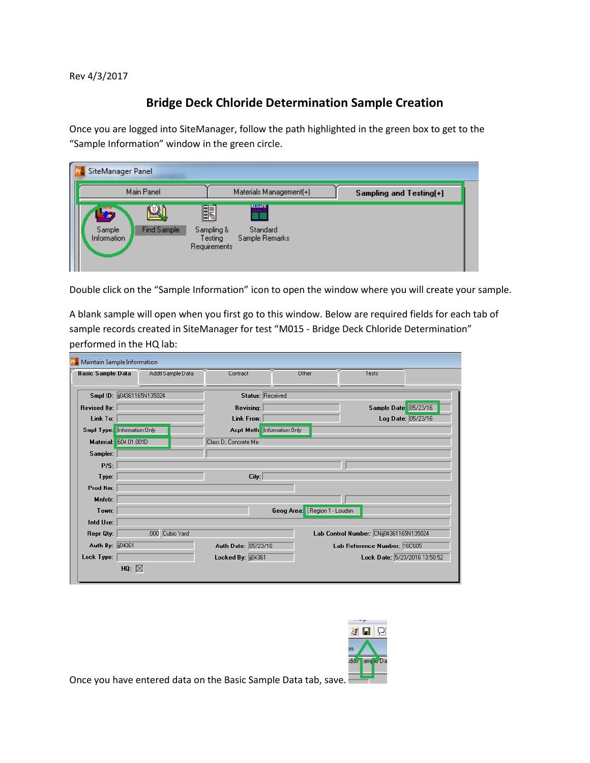Rev 4/3/2017

# Bridge Deck Chloride Determination Sample Creation

Once you are logged into SiteManager, follow the path highlighted in the green box to get to the "Sample Information" window in the green circle.

Double click on the "Sample Information" icon to open the window where you will create your sample.

A blank sample will open when you first go to this window. Below are required fields for each tab of sample records created in SiteManager for test "M015 - Bridge Deck Chloride Determination" performed in the HQ lab:

Once you have entered data on the Basic Sample Data tab, save.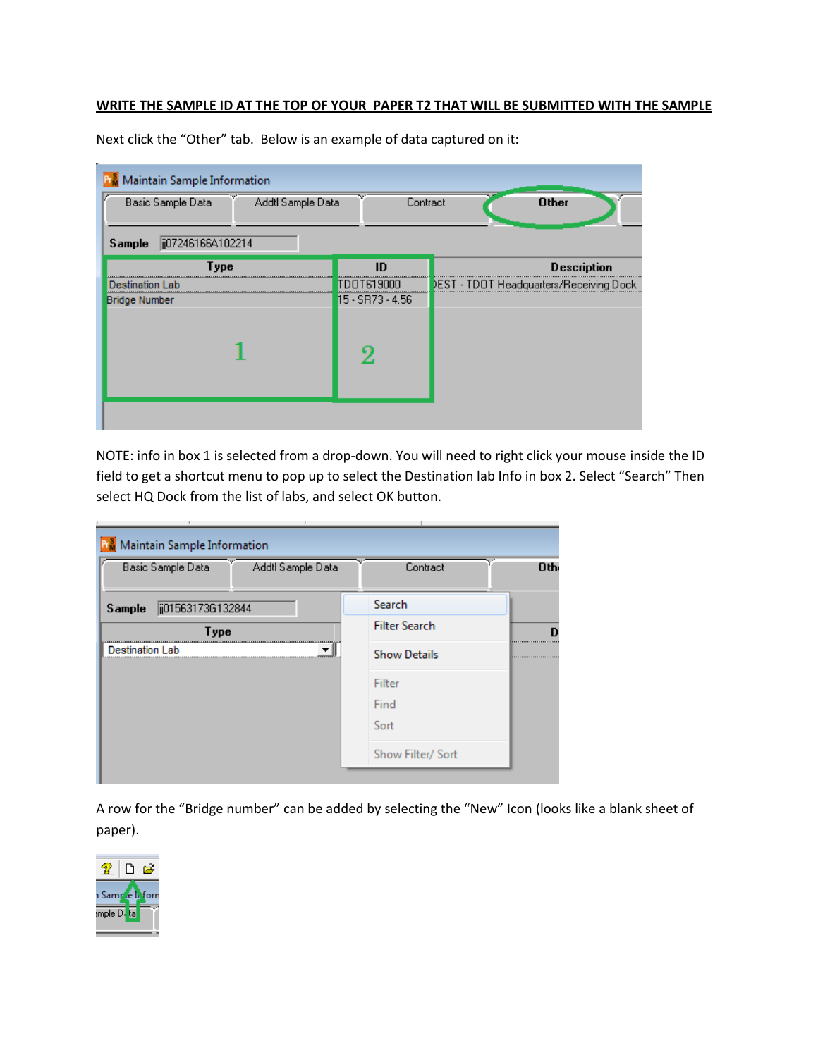**WRITE THE SAMPLE ID AT THE TOP OF YOUR PAPER T2 THAT WILL BE SUBMITTED WITH THE SAMPLE**

Next click the "Other" tab. Below is an example of data captured on it:

NOTE: info in box 1 is selected from a drop-down. You will need to right click your mouse inside the ID field to get a shortcut menu to pop up to select the Destination lab Info in box 2. Select "Search" Then select HQ Dock from the list of labs, and select OK button.

A row for the "Bridge number" can be added by selecting the "New" Icon (looks like a blank sheet of paper).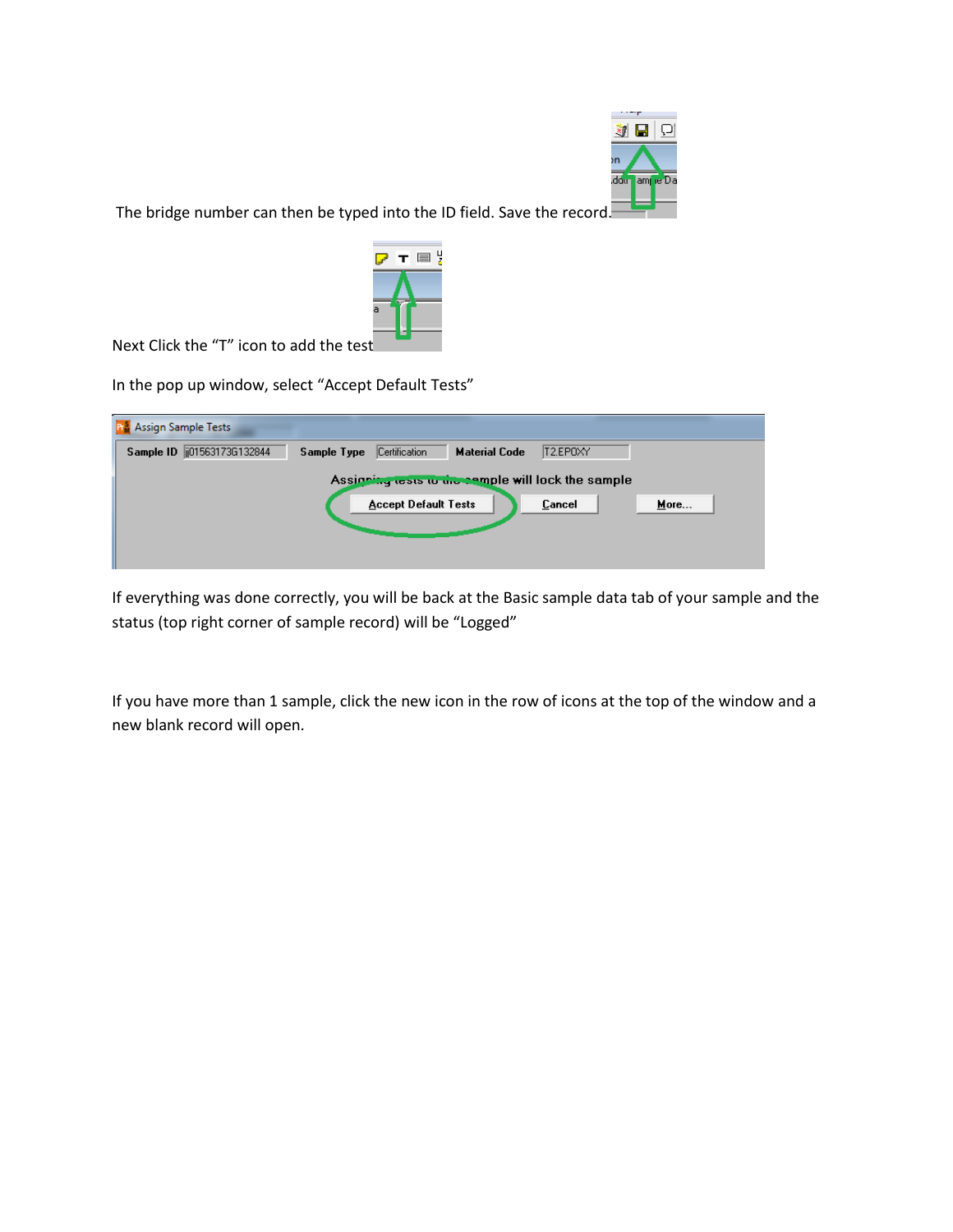The bridge number can then be typed into the ID field. Save the record.

Next Click the “T” icon to add the test

In the pop up window, select “Accept Default Tests”

If everything was done correctly, you will be back at the Basic sample data tab of your sample and the status (top right corner of sample record) will be “Logged”

If you have more than 1 sample, click the new icon in the row of icons at the top of the window and a new blank record will open.